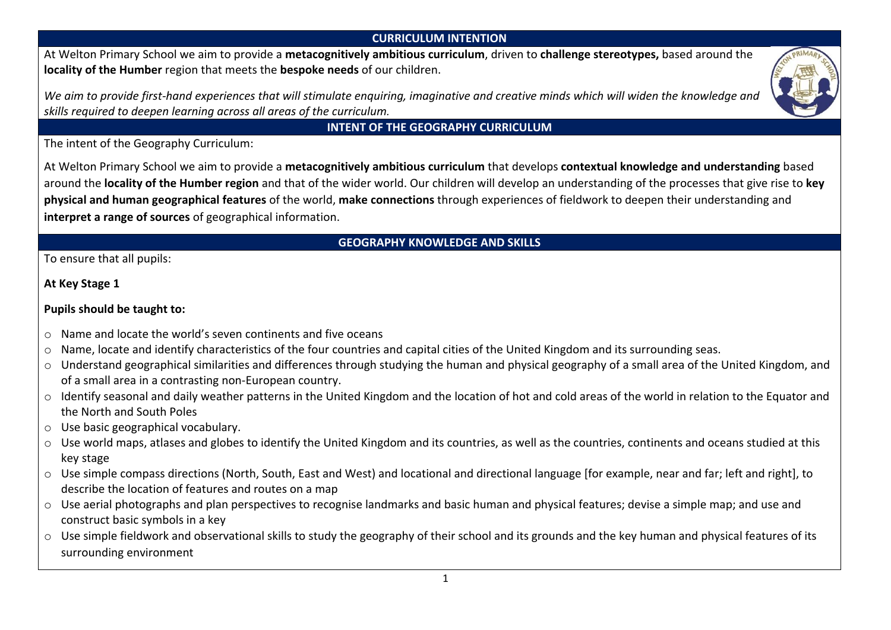## CURRICULUM INTENTION

At Welton Primary School we aim to provide a **metacognitively ambitious curriculum**, driven to **challenge stereotypes,** based around the **locality of the Humber** region that meets the **bespoke needs** of our children.

*We aim to provide first-hand experiences that will stimulate enquiring, imaginative and creative minds which will widen the knowledge and skills required to deepen learning across all areas of the curriculum.*

## INTENT OF THE GEOGRAPHY CURRICULUM

The intent of the Geography Curriculum:

At Welton Primary School we aim to provide a **metacognitively ambitious curriculum** that develops **contextual knowledge and understanding** based around the **locality of the Humber region** and that of the wider world. Our children will develop an understanding of the processes that give rise to **key physical and human geographical features** of the world, **make connections** through experiences of fieldwork to deepen their understanding and **interpret a range of sources** of geographical information.

## GEOGRAPHY KNOWLEDGE AND SKILLS

To ensure that all pupils:

**At Key Stage 1**

**Pupils should be taught to:**

- Name and locate the world's seven continents and five oceans
- Name, locate and identify characteristics of the four countries and capital cities of the United Kingdom and its surrounding seas.
- Understand geographical similarities and differences through studying the human and physical geography of a small area of the United Kingdom, and of a small area in a contrasting non-European country.
- Identify seasonal and daily weather patterns in the United Kingdom and the location of hot and cold areas of the world in relation to the Equator and the North and South Poles
- Use basic geographical vocabulary.
- Use world maps, atlases and globes to identify the United Kingdom and its countries, as well as the countries, continents and oceans studied at this key stage
- Use simple compass directions (North, South, East and West) and locational and directional language [for example, near and far; left and right], to describe the location of features and routes on a map
- Use aerial photographs and plan perspectives to recognise landmarks and basic human and physical features; devise a simple map; and use and construct basic symbols in a key
- Use simple fieldwork and observational skills to study the geography of their school and its grounds and the key human and physical features of its surrounding environment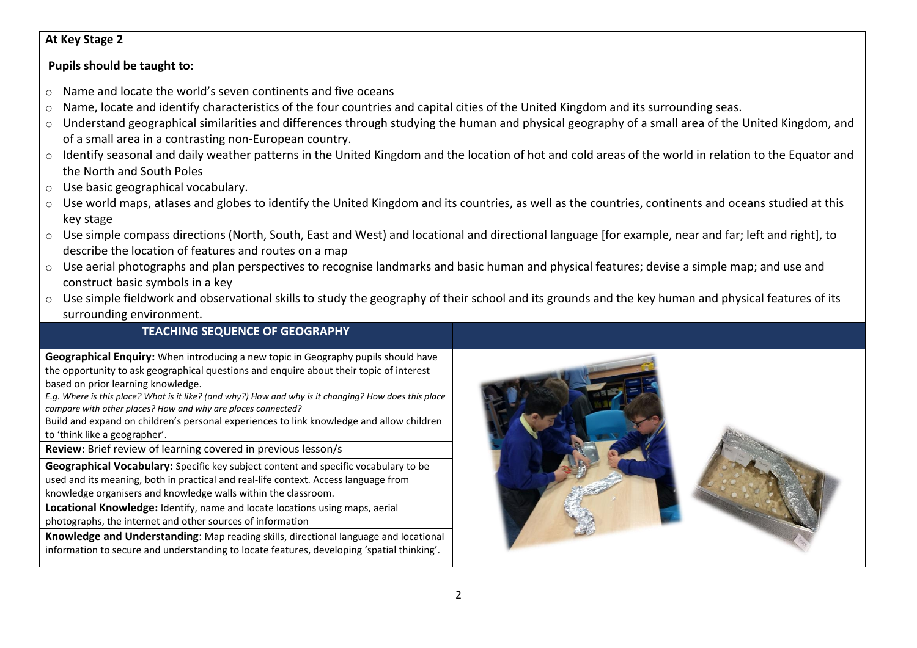**At Key Stage 2**

**Pupils should be taught to:**

- Name and locate the world's seven continents and five oceans
- Name, locate and identify characteristics of the four countries and capital cities of the United Kingdom and its surrounding seas.
- Understand geographical similarities and differences through studying the human and physical geography of a small area of the United Kingdom, and of a small area in a contrasting non-European country.
- Identify seasonal and daily weather patterns in the United Kingdom and the location of hot and cold areas of the world in relation to the Equator and the North and South Poles
- Use basic geographical vocabulary.
- Use world maps, atlases and globes to identify the United Kingdom and its countries, as well as the countries, continents and oceans studied at this key stage
- Use simple compass directions (North, South, East and West) and locational and directional language [for example, near and far; left and right], to describe the location of features and routes on a map
- Use aerial photographs and plan perspectives to recognise landmarks and basic human and physical features; devise a simple map; and use and construct basic symbols in a key
- Use simple fieldwork and observational skills to study the geography of their school and its grounds and the key human and physical features of its surrounding environment.

| TEACHING SEQUENCE OF GEOGRAPHY |
| --- |
| **Geographical Enquiry:** When introducing a new topic in Geography pupils should have the opportunity to ask geographical questions and enquire about their topic of interest based on prior learning knowledge.<br>*E.g. Where is this place? What is it like? (and why?) How and why is it changing? How does this place compare with other places? How and why are places connected?*<br>Build and expand on children's personal experiences to link knowledge and allow children to 'think like a geographer'. |
| **Review:** Brief review of learning covered in previous lesson/s |
| **Geographical Vocabulary:** Specific key subject content and specific vocabulary to be used and its meaning, both in practical and real-life context. Access language from knowledge organisers and knowledge walls within the classroom. |
| **Locational Knowledge:** Identify, name and locate locations using maps, aerial photographs, the internet and other sources of information |
| **Knowledge and Understanding**: Map reading skills, directional language and locational information to secure and understanding to locate features, developing 'spatial thinking'. |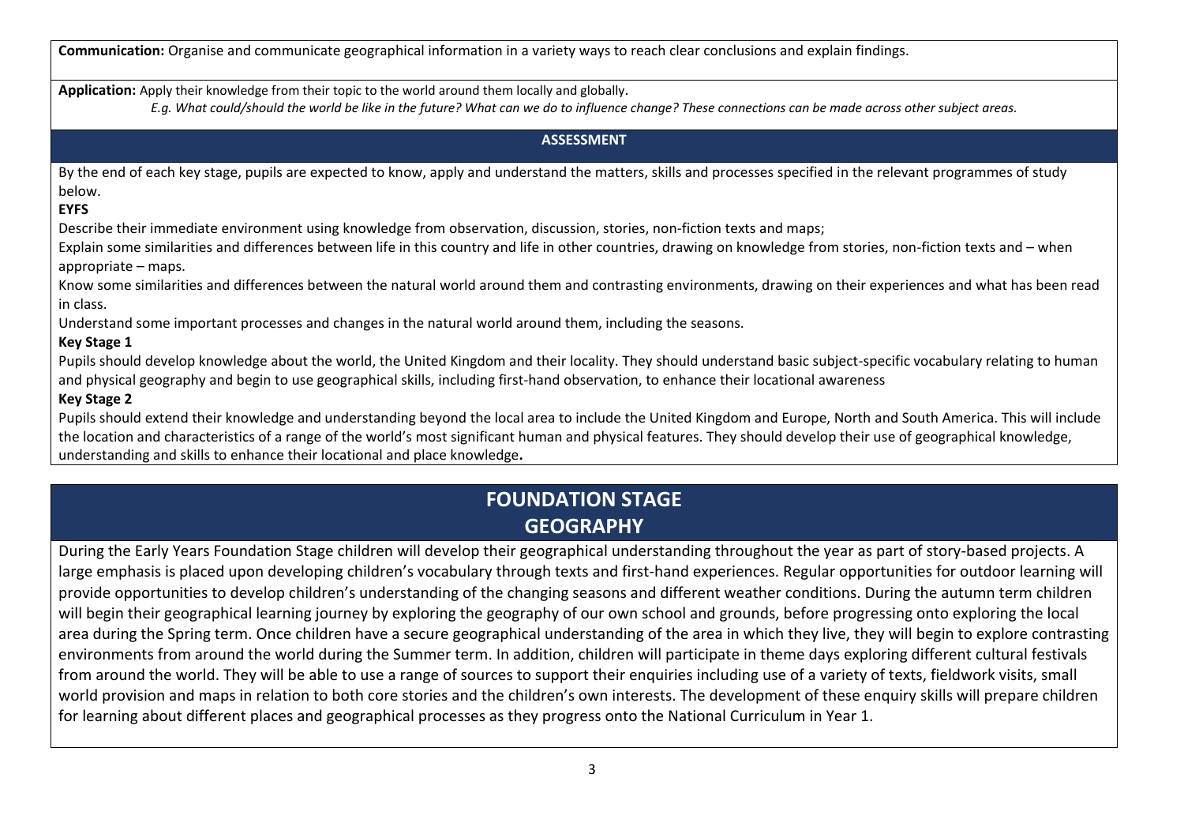**Communication:** Organise and communicate geographical information in a variety ways to reach clear conclusions and explain findings.

**Application:** Apply their knowledge from their topic to the world around them locally and globally.

*E.g. What could/should the world be like in the future? What can we do to influence change? These connections can be made across other subject areas.*

## ASSESSMENT

By the end of each key stage, pupils are expected to know, apply and understand the matters, skills and processes specified in the relevant programmes of study below.

**EYFS**

Describe their immediate environment using knowledge from observation, discussion, stories, non-fiction texts and maps;

Explain some similarities and differences between life in this country and life in other countries, drawing on knowledge from stories, non-fiction texts and – when appropriate – maps.

Know some similarities and differences between the natural world around them and contrasting environments, drawing on their experiences and what has been read in class.

Understand some important processes and changes in the natural world around them, including the seasons.

**Key Stage 1**

Pupils should develop knowledge about the world, the United Kingdom and their locality. They should understand basic subject-specific vocabulary relating to human and physical geography and begin to use geographical skills, including first-hand observation, to enhance their locational awareness

**Key Stage 2**

Pupils should extend their knowledge and understanding beyond the local area to include the United Kingdom and Europe, North and South America. This will include the location and characteristics of a range of the world's most significant human and physical features. They should develop their use of geographical knowledge, understanding and skills to enhance their locational and place knowledge**.**

# FOUNDATION STAGE
# GEOGRAPHY

During the Early Years Foundation Stage children will develop their geographical understanding throughout the year as part of story-based projects. A large emphasis is placed upon developing children's vocabulary through texts and first-hand experiences. Regular opportunities for outdoor learning will provide opportunities to develop children's understanding of the changing seasons and different weather conditions. During the autumn term children will begin their geographical learning journey by exploring the geography of our own school and grounds, before progressing onto exploring the local area during the Spring term. Once children have a secure geographical understanding of the area in which they live, they will begin to explore contrasting environments from around the world during the Summer term. In addition, children will participate in theme days exploring different cultural festivals from around the world. They will be able to use a range of sources to support their enquiries including use of a variety of texts, fieldwork visits, small world provision and maps in relation to both core stories and the children's own interests. The development of these enquiry skills will prepare children for learning about different places and geographical processes as they progress onto the National Curriculum in Year 1.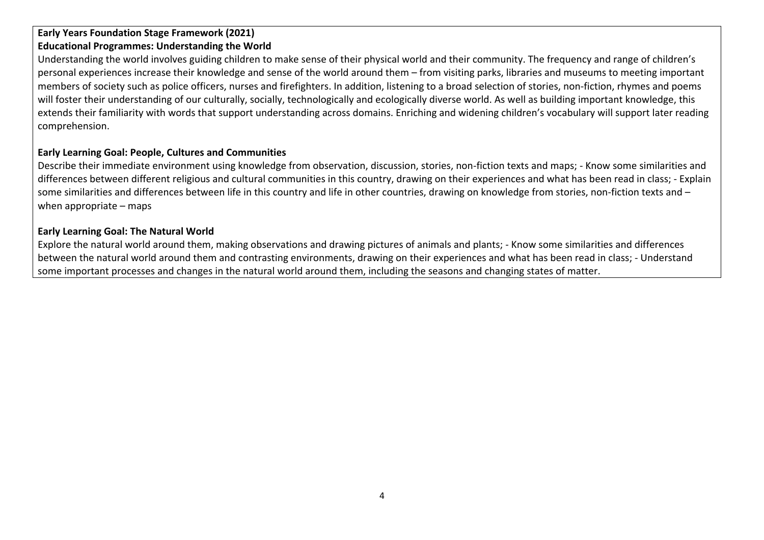**Early Years Foundation Stage Framework (2021)**
**Educational Programmes: Understanding the World**

Understanding the world involves guiding children to make sense of their physical world and their community. The frequency and range of children's personal experiences increase their knowledge and sense of the world around them – from visiting parks, libraries and museums to meeting important members of society such as police officers, nurses and firefighters. In addition, listening to a broad selection of stories, non-fiction, rhymes and poems will foster their understanding of our culturally, socially, technologically and ecologically diverse world. As well as building important knowledge, this extends their familiarity with words that support understanding across domains. Enriching and widening children's vocabulary will support later reading comprehension.

**Early Learning Goal: People, Cultures and Communities**

Describe their immediate environment using knowledge from observation, discussion, stories, non-fiction texts and maps; - Know some similarities and differences between different religious and cultural communities in this country, drawing on their experiences and what has been read in class; - Explain some similarities and differences between life in this country and life in other countries, drawing on knowledge from stories, non-fiction texts and – when appropriate – maps

**Early Learning Goal: The Natural World**

Explore the natural world around them, making observations and drawing pictures of animals and plants; - Know some similarities and differences between the natural world around them and contrasting environments, drawing on their experiences and what has been read in class; - Understand some important processes and changes in the natural world around them, including the seasons and changing states of matter.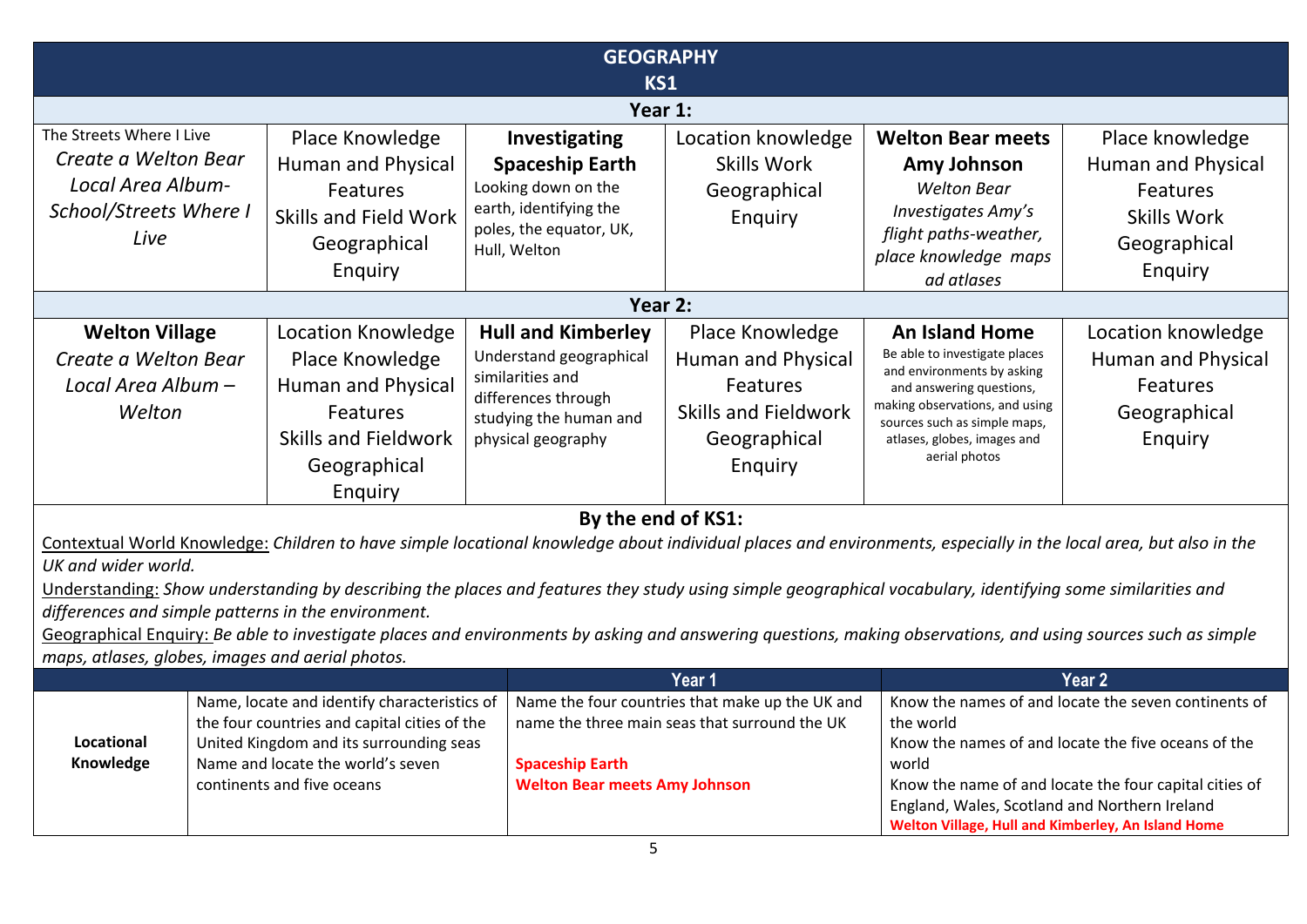# GEOGRAPHY
## KS1

### Year 1:

| | | | | | |
|---|---|---|---|---|---|
| The Streets Where I Live<br>*Create a Welton Bear Local Area Album- School/Streets Where I Live* | Place Knowledge<br>Human and Physical Features<br>Skills and Field Work<br>Geographical Enquiry | **Investigating Spaceship Earth**<br>Looking down on the earth, identifying the poles, the equator, UK, Hull, Welton | Location knowledge<br>Skills Work<br>Geographical Enquiry | **Welton Bear meets Amy Johnson**<br>*Welton Bear Investigates Amy's flight paths-weather, place knowledge maps ad atlases* | Place knowledge<br>Human and Physical Features<br>Skills Work<br>Geographical Enquiry |

### Year 2:

| | | | | | |
|---|---|---|---|---|---|
| **Welton Village**<br>*Create a Welton Bear Local Area Album – Welton* | Location Knowledge<br>Place Knowledge<br>Human and Physical Features<br>Skills and Fieldwork<br>Geographical Enquiry | **Hull and Kimberley**<br>Understand geographical similarities and differences through studying the human and physical geography | Place Knowledge<br>Human and Physical Features<br>Skills and Fieldwork<br>Geographical Enquiry | **An Island Home**<br>Be able to investigate places and environments by asking and answering questions, making observations, and using sources such as simple maps, atlases, globes, images and aerial photos | Location knowledge<br>Human and Physical Features<br>Geographical Enquiry |

### By the end of KS1:

Contextual World Knowledge: *Children to have simple locational knowledge about individual places and environments, especially in the local area, but also in the UK and wider world.*

Understanding: *Show understanding by describing the places and features they study using simple geographical vocabulary, identifying some similarities and differences and simple patterns in the environment.*

Geographical Enquiry: *Be able to investigate places and environments by asking and answering questions, making observations, and using sources such as simple maps, atlases, globes, images and aerial photos.*

| | | Year 1 | Year 2 |
|---|---|---|---|
| **Locational Knowledge** | Name, locate and identify characteristics of the four countries and capital cities of the United Kingdom and its surrounding seas<br>Name and locate the world's seven continents and five oceans | Name the four countries that make up the UK and name the three main seas that surround the UK<br><br>**Spaceship Earth**<br>**Welton Bear meets Amy Johnson** | Know the names of and locate the seven continents of the world<br>Know the names of and locate the five oceans of the world<br>Know the name of and locate the four capital cities of England, Wales, Scotland and Northern Ireland<br>**Welton Village, Hull and Kimberley, An Island Home** |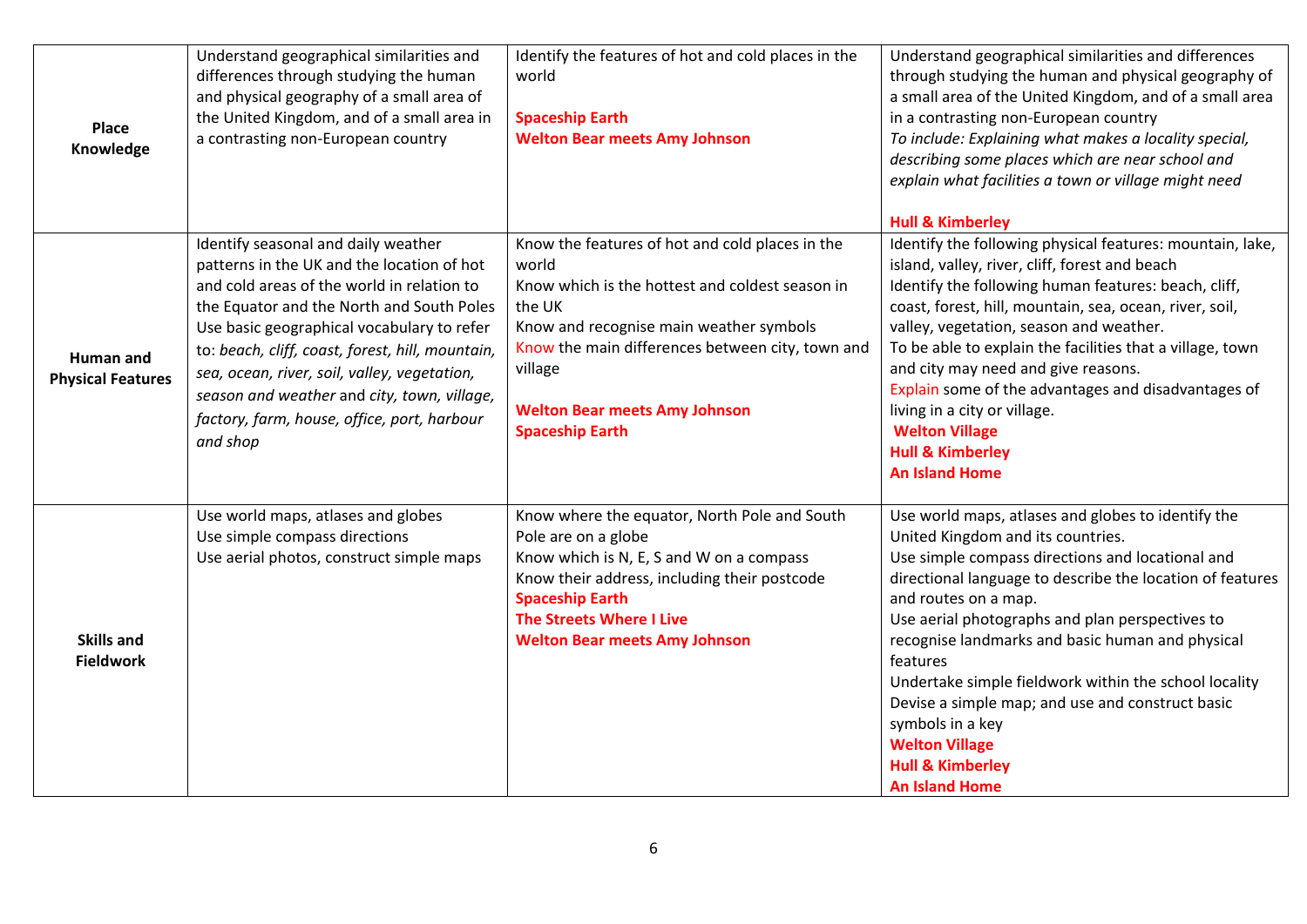| | | | |
|---|---|---|---|
| **Place Knowledge** | Understand geographical similarities and differences through studying the human and physical geography of a small area of the United Kingdom, and of a small area in a contrasting non-European country | Identify the features of hot and cold places in the world<br><br>**Spaceship Earth**<br>**Welton Bear meets Amy Johnson** | Understand geographical similarities and differences through studying the human and physical geography of a small area of the United Kingdom, and of a small area in a contrasting non-European country<br>*To include: Explaining what makes a locality special, describing some places which are near school and explain what facilities a town or village might need*<br><br>**Hull & Kimberley** |
| **Human and Physical Features** | Identify seasonal and daily weather patterns in the UK and the location of hot and cold areas of the world in relation to the Equator and the North and South Poles<br>Use basic geographical vocabulary to refer to: *beach, cliff, coast, forest, hill, mountain, sea, ocean, river, soil, valley, vegetation, season and weather* and *city, town, village, factory, farm, house, office, port, harbour and shop* | Know the features of hot and cold places in the world<br>Know which is the hottest and coldest season in the UK<br>Know and recognise main weather symbols<br>Know the main differences between city, town and village<br><br>**Welton Bear meets Amy Johnson**<br>**Spaceship Earth** | Identify the following physical features: mountain, lake, island, valley, river, cliff, forest and beach<br>Identify the following human features: beach, cliff, coast, forest, hill, mountain, sea, ocean, river, soil, valley, vegetation, season and weather.<br>To be able to explain the facilities that a village, town and city may need and give reasons.<br>Explain some of the advantages and disadvantages of living in a city or village.<br>**Welton Village**<br>**Hull & Kimberley**<br>**An Island Home** |
| **Skills and Fieldwork** | Use world maps, atlases and globes<br>Use simple compass directions<br>Use aerial photos, construct simple maps | Know where the equator, North Pole and South Pole are on a globe<br>Know which is N, E, S and W on a compass<br>Know their address, including their postcode<br>**Spaceship Earth**<br>**The Streets Where I Live**<br>**Welton Bear meets Amy Johnson** | Use world maps, atlases and globes to identify the United Kingdom and its countries.<br>Use simple compass directions and locational and directional language to describe the location of features and routes on a map.<br>Use aerial photographs and plan perspectives to recognise landmarks and basic human and physical features<br>Undertake simple fieldwork within the school locality<br>Devise a simple map; and use and construct basic symbols in a key<br>**Welton Village**<br>**Hull & Kimberley**<br>**An Island Home** |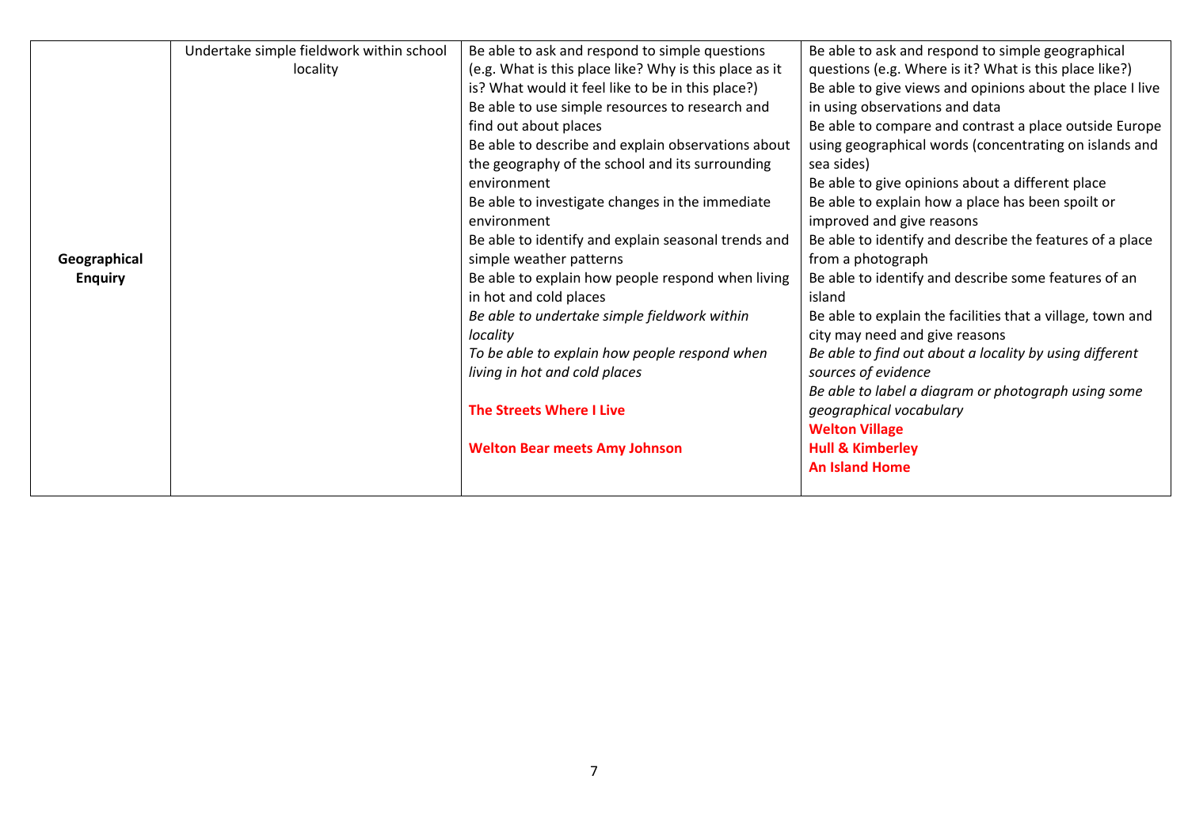| | | | |
|---|---|---|---|
| **Geographical Enquiry** | Undertake simple fieldwork within school locality | Be able to ask and respond to simple questions (e.g. What is this place like? Why is this place as it is? What would it feel like to be in this place?)<br>Be able to use simple resources to research and find out about places<br>Be able to describe and explain observations about the geography of the school and its surrounding environment<br>Be able to investigate changes in the immediate environment<br>Be able to identify and explain seasonal trends and simple weather patterns<br>Be able to explain how people respond when living in hot and cold places<br>*Be able to undertake simple fieldwork within locality*<br>*To be able to explain how people respond when living in hot and cold places*<br><br>**The Streets Where I Live**<br><br>**Welton Bear meets Amy Johnson** | Be able to ask and respond to simple geographical questions (e.g. Where is it? What is this place like?)<br>Be able to give views and opinions about the place I live in using observations and data<br>Be able to compare and contrast a place outside Europe using geographical words (concentrating on islands and sea sides)<br>Be able to give opinions about a different place<br>Be able to explain how a place has been spoilt or improved and give reasons<br>Be able to identify and describe the features of a place from a photograph<br>Be able to identify and describe some features of an island<br>Be able to explain the facilities that a village, town and city may need and give reasons<br>*Be able to find out about a locality by using different sources of evidence*<br>*Be able to label a diagram or photograph using some geographical vocabulary*<br>**Welton Village**<br>**Hull & Kimberley**<br>**An Island Home** |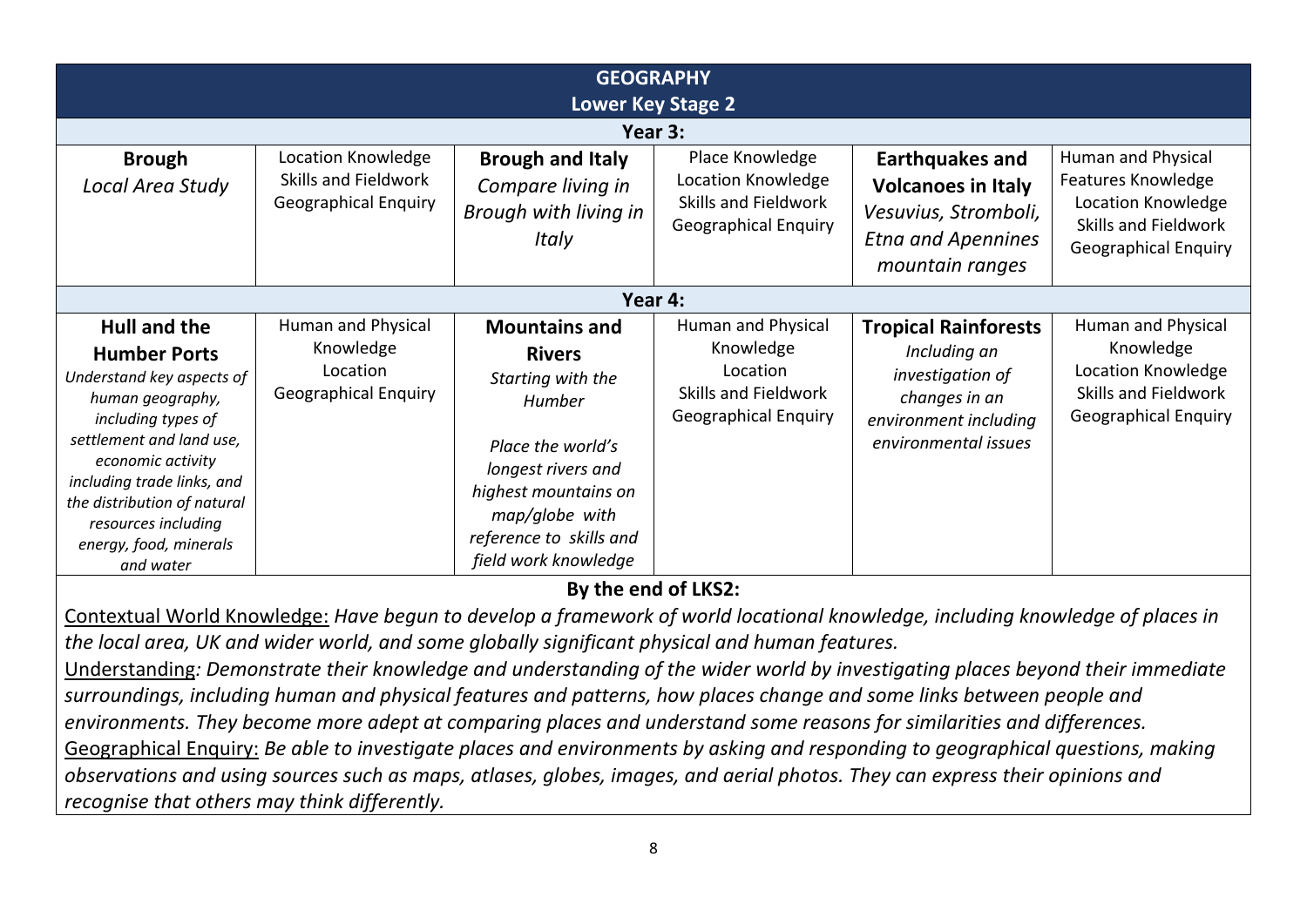| **GEOGRAPHY**<br>**Lower Key Stage 2** | | | | | |
|---|---|---|---|---|---|
| **Year 3:** | | | | | |
| **Brough**<br>*Local Area Study* | Location Knowledge<br>Skills and Fieldwork<br>Geographical Enquiry | **Brough and Italy**<br>*Compare living in Brough with living in Italy* | Place Knowledge<br>Location Knowledge<br>Skills and Fieldwork<br>Geographical Enquiry | **Earthquakes and Volcanoes in Italy**<br>*Vesuvius, Stromboli, Etna and Apennines mountain ranges* | Human and Physical Features Knowledge<br>Location Knowledge<br>Skills and Fieldwork<br>Geographical Enquiry |
| **Year 4:** | | | | | |
| **Hull and the Humber Ports**<br>*Understand key aspects of human geography, including types of settlement and land use, economic activity including trade links, and the distribution of natural resources including energy, food, minerals and water* | Human and Physical Knowledge<br>Location<br>Geographical Enquiry | **Mountains and Rivers**<br>*Starting with the Humber*<br><br>*Place the world's longest rivers and highest mountains on map/globe with reference to skills and field work knowledge* | Human and Physical Knowledge<br>Location<br>Skills and Fieldwork<br>Geographical Enquiry | **Tropical Rainforests**<br>*Including an investigation of changes in an environment including environmental issues* | Human and Physical Knowledge<br>Location Knowledge<br>Skills and Fieldwork<br>Geographical Enquiry |

**By the end of LKS2:**

Contextual World Knowledge: *Have begun to develop a framework of world locational knowledge, including knowledge of places in the local area, UK and wider world, and some globally significant physical and human features.*

Understanding*: Demonstrate their knowledge and understanding of the wider world by investigating places beyond their immediate surroundings, including human and physical features and patterns, how places change and some links between people and environments. They become more adept at comparing places and understand some reasons for similarities and differences.*

Geographical Enquiry: *Be able to investigate places and environments by asking and responding to geographical questions, making observations and using sources such as maps, atlases, globes, images, and aerial photos. They can express their opinions and recognise that others may think differently.*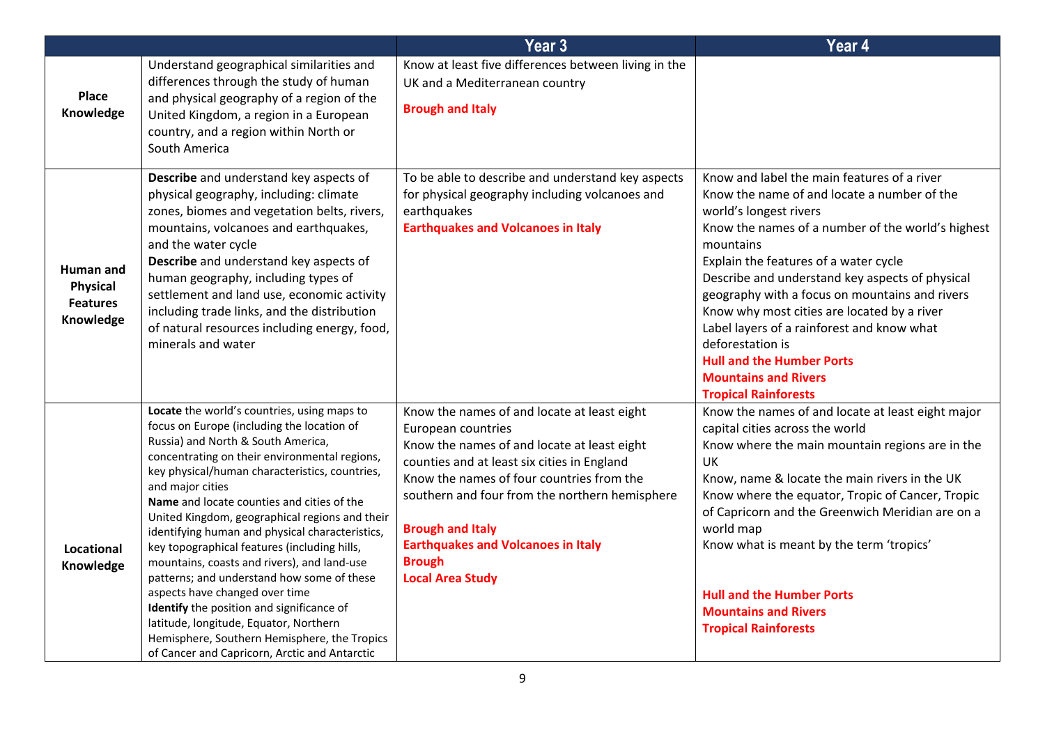| | | Year 3 | Year 4 |
|---|---|---|---|
| **Place Knowledge** | Understand geographical similarities and differences through the study of human and physical geography of a region of the United Kingdom, a region in a European country, and a region within North or South America | Know at least five differences between living in the UK and a Mediterranean country<br><br>**Brough and Italy** | |
| **Human and Physical Features Knowledge** | **Describe** and understand key aspects of physical geography, including: climate zones, biomes and vegetation belts, rivers, mountains, volcanoes and earthquakes, and the water cycle<br>**Describe** and understand key aspects of human geography, including types of settlement and land use, economic activity including trade links, and the distribution of natural resources including energy, food, minerals and water | To be able to describe and understand key aspects for physical geography including volcanoes and earthquakes<br>**Earthquakes and Volcanoes in Italy** | Know and label the main features of a river<br>Know the name of and locate a number of the world's longest rivers<br>Know the names of a number of the world's highest mountains<br>Explain the features of a water cycle<br>Describe and understand key aspects of physical geography with a focus on mountains and rivers<br>Know why most cities are located by a river<br>Label layers of a rainforest and know what deforestation is<br>**Hull and the Humber Ports**<br>**Mountains and Rivers**<br>**Tropical Rainforests** |
| **Locational Knowledge** | **Locate** the world's countries, using maps to focus on Europe (including the location of Russia) and North & South America, concentrating on their environmental regions, key physical/human characteristics, countries, and major cities<br>**Name** and locate counties and cities of the United Kingdom, geographical regions and their identifying human and physical characteristics, key topographical features (including hills, mountains, coasts and rivers), and land-use patterns; and understand how some of these aspects have changed over time<br>**Identify** the position and significance of latitude, longitude, Equator, Northern Hemisphere, Southern Hemisphere, the Tropics of Cancer and Capricorn, Arctic and Antarctic | Know the names of and locate at least eight European countries<br>Know the names of and locate at least eight counties and at least six cities in England<br>Know the names of four countries from the southern and four from the northern hemisphere<br><br>**Brough and Italy**<br>**Earthquakes and Volcanoes in Italy**<br>**Brough**<br>**Local Area Study** | Know the names of and locate at least eight major capital cities across the world<br>Know where the main mountain regions are in the UK<br>Know, name & locate the main rivers in the UK<br>Know where the equator, Tropic of Cancer, Tropic of Capricorn and the Greenwich Meridian are on a world map<br>Know what is meant by the term 'tropics'<br><br>**Hull and the Humber Ports**<br>**Mountains and Rivers**<br>**Tropical Rainforests** |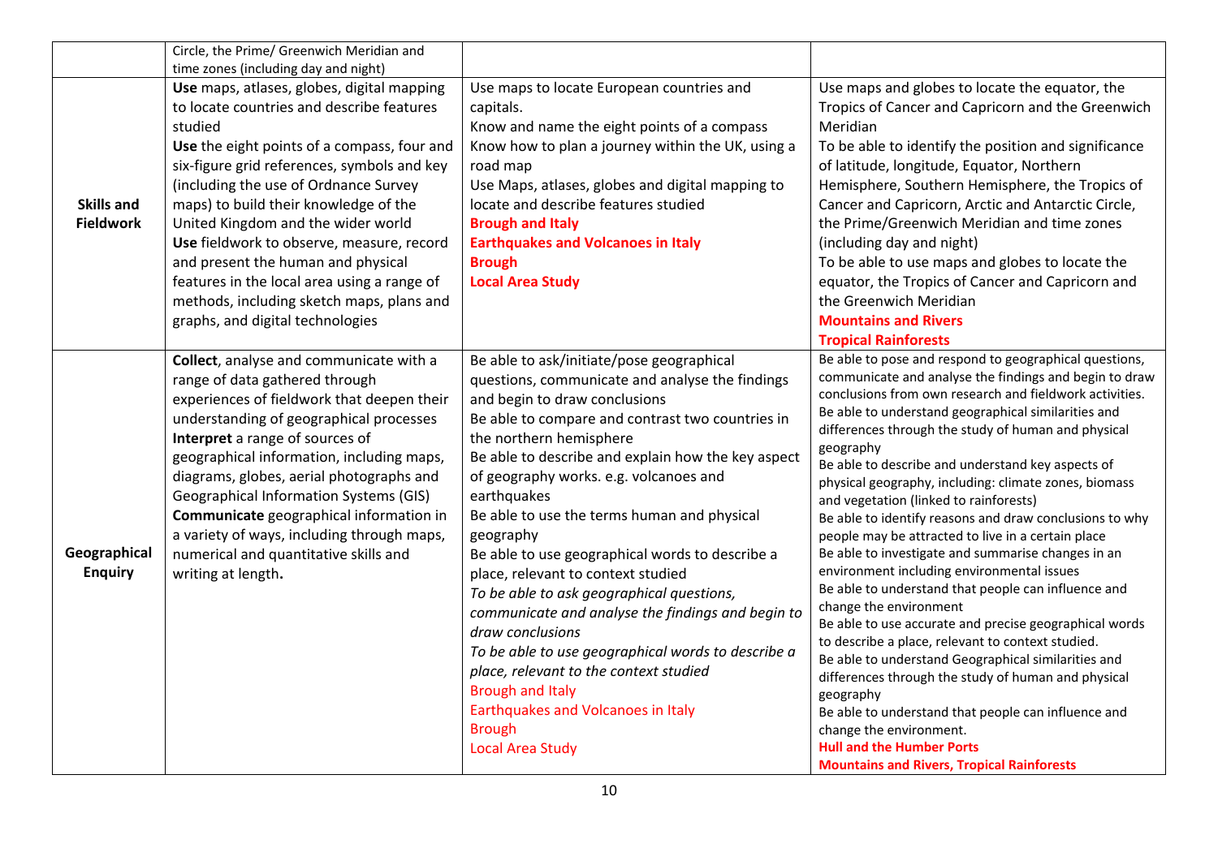| | | | |
|---|---|---|---|
| | Circle, the Prime/ Greenwich Meridian and time zones (including day and night) | | |
| **Skills and Fieldwork** | **Use** maps, atlases, globes, digital mapping to locate countries and describe features studied<br>**Use** the eight points of a compass, four and six-figure grid references, symbols and key (including the use of Ordnance Survey maps) to build their knowledge of the United Kingdom and the wider world<br>**Use** fieldwork to observe, measure, record and present the human and physical features in the local area using a range of methods, including sketch maps, plans and graphs, and digital technologies | Use maps to locate European countries and capitals.<br>Know and name the eight points of a compass<br>Know how to plan a journey within the UK, using a road map<br>Use Maps, atlases, globes and digital mapping to locate and describe features studied<br>**Brough and Italy**<br>**Earthquakes and Volcanoes in Italy**<br>**Brough**<br>**Local Area Study** | Use maps and globes to locate the equator, the Tropics of Cancer and Capricorn and the Greenwich Meridian<br>To be able to identify the position and significance of latitude, longitude, Equator, Northern Hemisphere, Southern Hemisphere, the Tropics of Cancer and Capricorn, Arctic and Antarctic Circle, the Prime/Greenwich Meridian and time zones (including day and night)<br>To be able to use maps and globes to locate the equator, the Tropics of Cancer and Capricorn and the Greenwich Meridian<br>**Mountains and Rivers**<br>**Tropical Rainforests** |
| **Geographical Enquiry** | **Collect**, analyse and communicate with a range of data gathered through experiences of fieldwork that deepen their understanding of geographical processes<br>**Interpret** a range of sources of geographical information, including maps, diagrams, globes, aerial photographs and Geographical Information Systems (GIS)<br>**Communicate** geographical information in a variety of ways, including through maps, numerical and quantitative skills and writing at length**.** | Be able to ask/initiate/pose geographical questions, communicate and analyse the findings and begin to draw conclusions<br>Be able to compare and contrast two countries in the northern hemisphere<br>Be able to describe and explain how the key aspect of geography works. e.g. volcanoes and earthquakes<br>Be able to use the terms human and physical geography<br>Be able to use geographical words to describe a place, relevant to context studied<br>*To be able to ask geographical questions, communicate and analyse the findings and begin to draw conclusions*<br>*To be able to use geographical words to describe a place, relevant to the context studied*<br>Brough and Italy<br>Earthquakes and Volcanoes in Italy<br>Brough<br>Local Area Study | Be able to pose and respond to geographical questions, communicate and analyse the findings and begin to draw conclusions from own research and fieldwork activities.<br>Be able to understand geographical similarities and differences through the study of human and physical geography<br>Be able to describe and understand key aspects of physical geography, including: climate zones, biomass and vegetation (linked to rainforests)<br>Be able to identify reasons and draw conclusions to why people may be attracted to live in a certain place<br>Be able to investigate and summarise changes in an environment including environmental issues<br>Be able to understand that people can influence and change the environment<br>Be able to use accurate and precise geographical words to describe a place, relevant to context studied.<br>Be able to understand Geographical similarities and differences through the study of human and physical geography<br>Be able to understand that people can influence and change the environment.<br>**Hull and the Humber Ports**<br>**Mountains and Rivers, Tropical Rainforests** |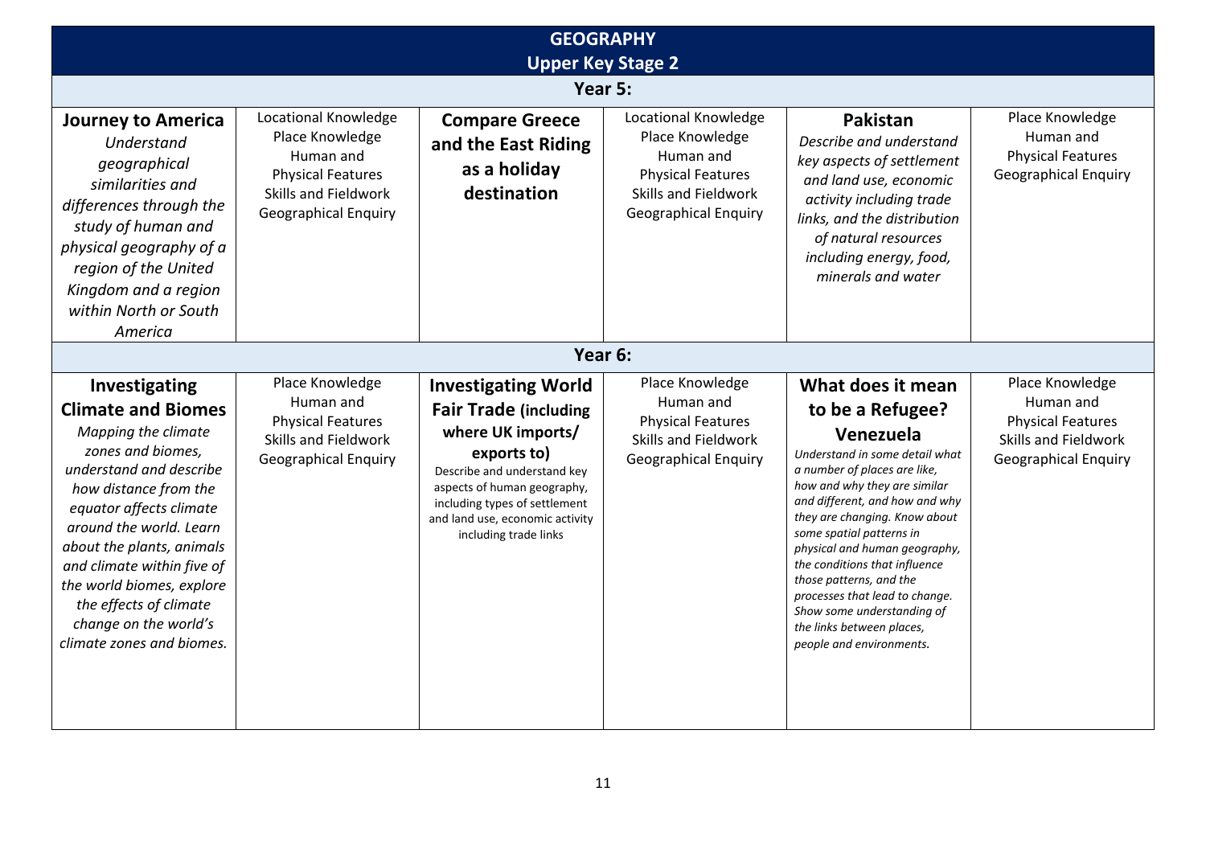# GEOGRAPHY

## Upper Key Stage 2

| Year 5: | | | | | |
|---|---|---|---|---|---|
| **Journey to America** *Understand geographical similarities and differences through the study of human and physical geography of a region of the United Kingdom and a region within North or South America* | Locational Knowledge Place Knowledge Human and Physical Features Skills and Fieldwork Geographical Enquiry | **Compare Greece and the East Riding as a holiday destination** | Locational Knowledge Place Knowledge Human and Physical Features Skills and Fieldwork Geographical Enquiry | **Pakistan** *Describe and understand key aspects of settlement and land use, economic activity including trade links, and the distribution of natural resources including energy, food, minerals and water* | Place Knowledge Human and Physical Features Geographical Enquiry |
| **Year 6:** | | | | | |
| **Investigating Climate and Biomes** *Mapping the climate zones and biomes, understand and describe how distance from the equator affects climate around the world. Learn about the plants, animals and climate within five of the world biomes, explore the effects of climate change on the world's climate zones and biomes.* | Place Knowledge Human and Physical Features Skills and Fieldwork Geographical Enquiry | **Investigating World Fair Trade (including where UK imports/ exports to)** Describe and understand key aspects of human geography, including types of settlement and land use, economic activity including trade links | Place Knowledge Human and Physical Features Skills and Fieldwork Geographical Enquiry | **What does it mean to be a Refugee? Venezuela** *Understand in some detail what a number of places are like, how and why they are similar and different, and how and why they are changing. Know about some spatial patterns in physical and human geography, the conditions that influence those patterns, and the processes that lead to change. Show some understanding of the links between places, people and environments.* | Place Knowledge Human and Physical Features Skills and Fieldwork Geographical Enquiry |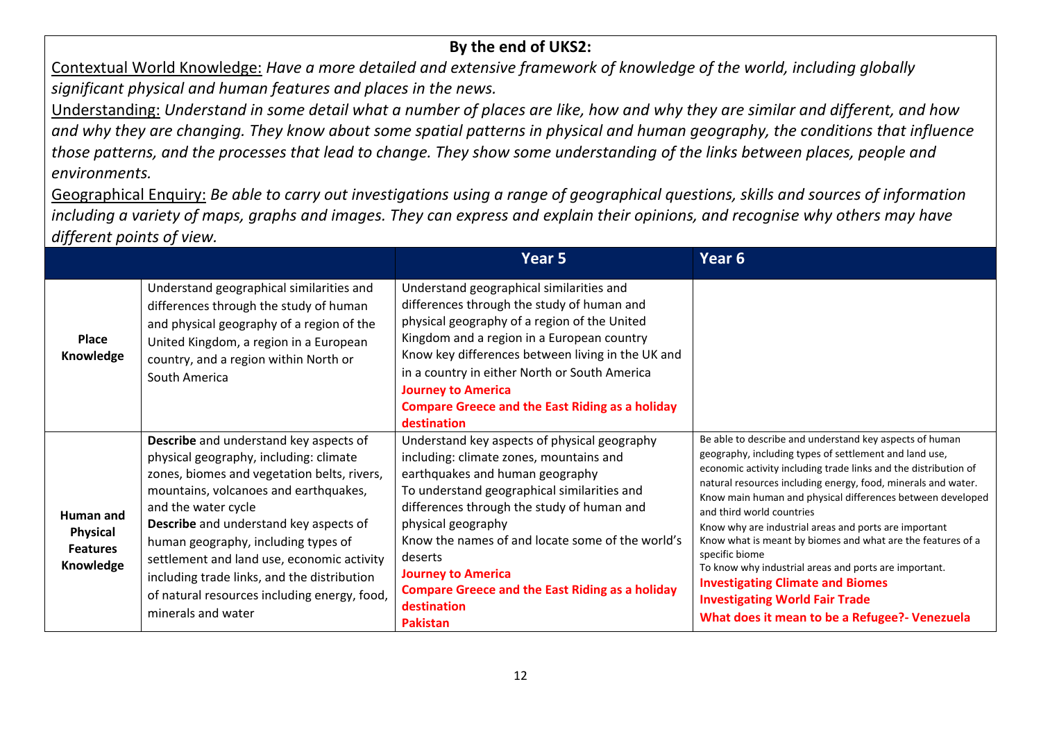**By the end of UKS2:**

Contextual World Knowledge: *Have a more detailed and extensive framework of knowledge of the world, including globally significant physical and human features and places in the news.*

Understanding: *Understand in some detail what a number of places are like, how and why they are similar and different, and how and why they are changing. They know about some spatial patterns in physical and human geography, the conditions that influence those patterns, and the processes that lead to change. They show some understanding of the links between places, people and environments.*

Geographical Enquiry: *Be able to carry out investigations using a range of geographical questions, skills and sources of information including a variety of maps, graphs and images. They can express and explain their opinions, and recognise why others may have different points of view.*

| | | Year 5 | Year 6 |
|---|---|---|---|
| **Place Knowledge** | Understand geographical similarities and differences through the study of human and physical geography of a region of the United Kingdom, a region in a European country, and a region within North or South America | Understand geographical similarities and differences through the study of human and physical geography of a region of the United Kingdom and a region in a European country<br>Know key differences between living in the UK and in a country in either North or South America<br>**Journey to America**<br>**Compare Greece and the East Riding as a holiday destination** | |
| **Human and Physical Features Knowledge** | **Describe** and understand key aspects of physical geography, including: climate zones, biomes and vegetation belts, rivers, mountains, volcanoes and earthquakes, and the water cycle<br>**Describe** and understand key aspects of human geography, including types of settlement and land use, economic activity including trade links, and the distribution of natural resources including energy, food, minerals and water | Understand key aspects of physical geography including: climate zones, mountains and earthquakes and human geography<br>To understand geographical similarities and differences through the study of human and physical geography<br>Know the names of and locate some of the world's deserts<br>**Journey to America**<br>**Compare Greece and the East Riding as a holiday destination**<br>**Pakistan** | Be able to describe and understand key aspects of human geography, including types of settlement and land use, economic activity including trade links and the distribution of natural resources including energy, food, minerals and water.<br>Know main human and physical differences between developed and third world countries<br>Know why are industrial areas and ports are important<br>Know what is meant by biomes and what are the features of a specific biome<br>To know why industrial areas and ports are important.<br>**Investigating Climate and Biomes**<br>**Investigating World Fair Trade**<br>**What does it mean to be a Refugee?- Venezuela** |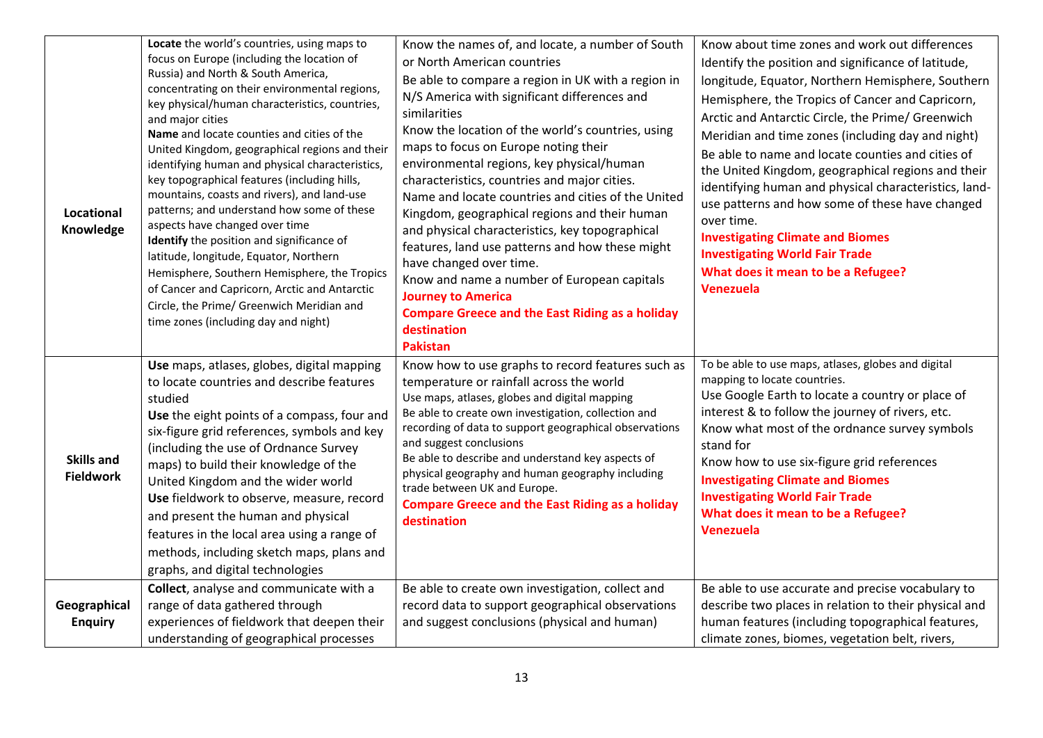| | | | |
|---|---|---|---|
| **Locational Knowledge** | **Locate** the world's countries, using maps to focus on Europe (including the location of Russia) and North & South America, concentrating on their environmental regions, key physical/human characteristics, countries, and major cities<br>**Name** and locate counties and cities of the United Kingdom, geographical regions and their identifying human and physical characteristics, key topographical features (including hills, mountains, coasts and rivers), and land-use patterns; and understand how some of these aspects have changed over time<br>**Identify** the position and significance of latitude, longitude, Equator, Northern Hemisphere, Southern Hemisphere, the Tropics of Cancer and Capricorn, Arctic and Antarctic Circle, the Prime/ Greenwich Meridian and time zones (including day and night) | Know the names of, and locate, a number of South or North American countries<br>Be able to compare a region in UK with a region in N/S America with significant differences and similarities<br>Know the location of the world's countries, using maps to focus on Europe noting their environmental regions, key physical/human characteristics, countries and major cities.<br>Name and locate countries and cities of the United Kingdom, geographical regions and their human and physical characteristics, key topographical features, land use patterns and how these might have changed over time.<br>Know and name a number of European capitals<br>**Journey to America**<br>**Compare Greece and the East Riding as a holiday destination**<br>**Pakistan** | Know about time zones and work out differences<br>Identify the position and significance of latitude, longitude, Equator, Northern Hemisphere, Southern Hemisphere, the Tropics of Cancer and Capricorn, Arctic and Antarctic Circle, the Prime/ Greenwich Meridian and time zones (including day and night)<br>Be able to name and locate counties and cities of the United Kingdom, geographical regions and their identifying human and physical characteristics, land-use patterns and how some of these have changed over time.<br>**Investigating Climate and Biomes**<br>**Investigating World Fair Trade**<br>**What does it mean to be a Refugee?**<br>**Venezuela** |
| **Skills and Fieldwork** | **Use** maps, atlases, globes, digital mapping to locate countries and describe features studied<br>**Use** the eight points of a compass, four and six-figure grid references, symbols and key (including the use of Ordnance Survey maps) to build their knowledge of the United Kingdom and the wider world<br>**Use** fieldwork to observe, measure, record and present the human and physical features in the local area using a range of methods, including sketch maps, plans and graphs, and digital technologies | Know how to use graphs to record features such as temperature or rainfall across the world<br>Use maps, atlases, globes and digital mapping<br>Be able to create own investigation, collection and recording of data to support geographical observations and suggest conclusions<br>Be able to describe and understand key aspects of physical geography and human geography including trade between UK and Europe.<br>**Compare Greece and the East Riding as a holiday destination** | To be able to use maps, atlases, globes and digital mapping to locate countries.<br>Use Google Earth to locate a country or place of interest & to follow the journey of rivers, etc.<br>Know what most of the ordnance survey symbols stand for<br>Know how to use six-figure grid references<br>**Investigating Climate and Biomes**<br>**Investigating World Fair Trade**<br>**What does it mean to be a Refugee?**<br>**Venezuela** |
| **Geographical Enquiry** | **Collect**, analyse and communicate with a range of data gathered through experiences of fieldwork that deepen their understanding of geographical processes | Be able to create own investigation, collect and record data to support geographical observations and suggest conclusions (physical and human) | Be able to use accurate and precise vocabulary to describe two places in relation to their physical and human features (including topographical features, climate zones, biomes, vegetation belt, rivers, |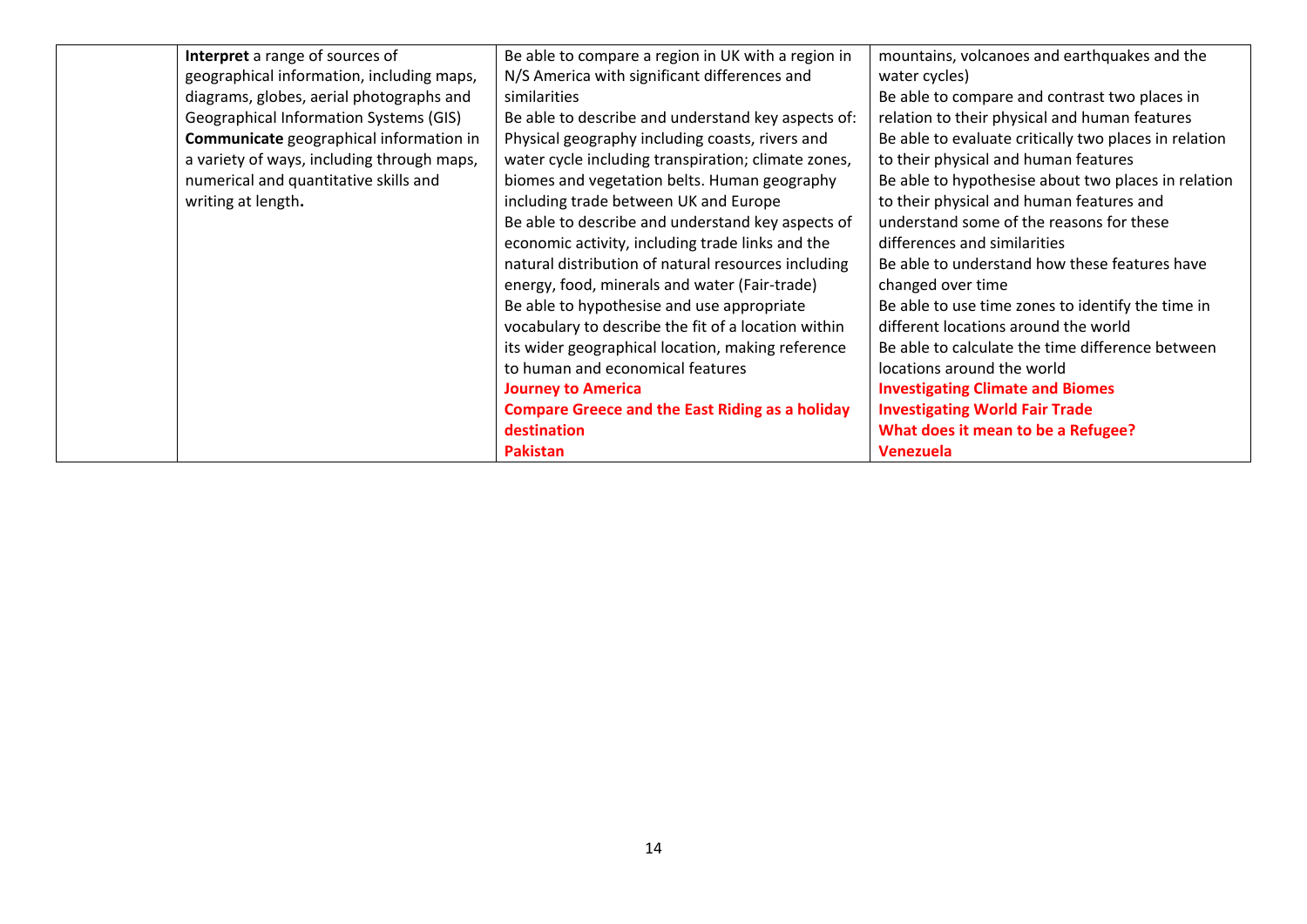| | | | |
|---|---|---|---|
| | **Interpret** a range of sources of geographical information, including maps, diagrams, globes, aerial photographs and Geographical Information Systems (GIS)<br>**Communicate** geographical information in a variety of ways, including through maps, numerical and quantitative skills and writing at length**.** | Be able to compare a region in UK with a region in N/S America with significant differences and similarities<br>Be able to describe and understand key aspects of: Physical geography including coasts, rivers and water cycle including transpiration; climate zones, biomes and vegetation belts. Human geography including trade between UK and Europe<br>Be able to describe and understand key aspects of economic activity, including trade links and the natural distribution of natural resources including energy, food, minerals and water (Fair-trade)<br>Be able to hypothesise and use appropriate vocabulary to describe the fit of a location within its wider geographical location, making reference to human and economical features<br>**Journey to America**<br>**Compare Greece and the East Riding as a holiday destination**<br>**Pakistan** | mountains, volcanoes and earthquakes and the water cycles)<br>Be able to compare and contrast two places in relation to their physical and human features<br>Be able to evaluate critically two places in relation to their physical and human features<br>Be able to hypothesise about two places in relation to their physical and human features and understand some of the reasons for these differences and similarities<br>Be able to understand how these features have changed over time<br>Be able to use time zones to identify the time in different locations around the world<br>Be able to calculate the time difference between locations around the world<br>**Investigating Climate and Biomes**<br>**Investigating World Fair Trade**<br>**What does it mean to be a Refugee?**<br>**Venezuela** |